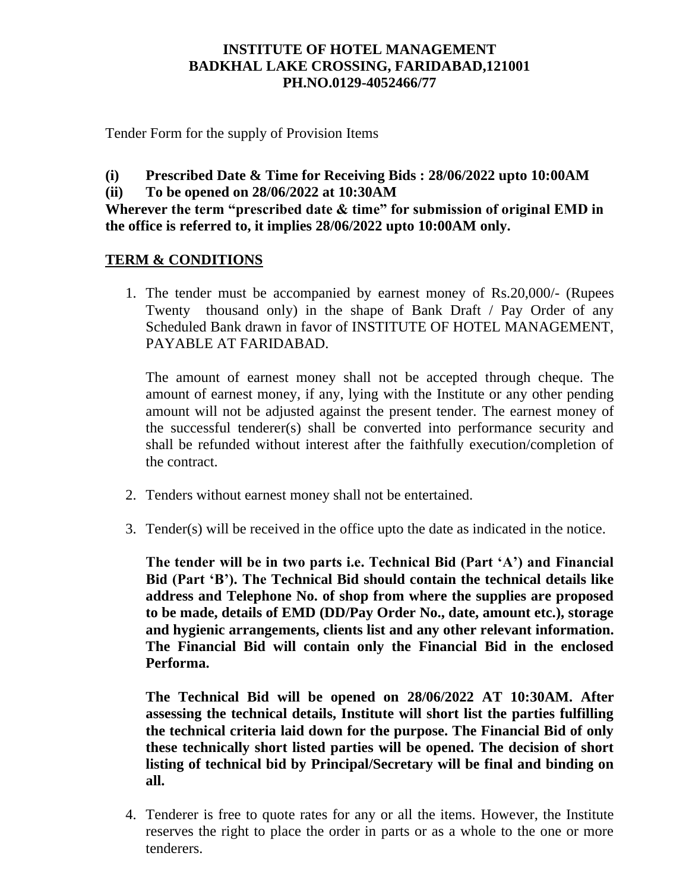**INSTITUTE OF HOTEL MANAGEMENT**
**BADKHAL LAKE CROSSING, FARIDABAD,121001**
**PH.NO.0129-4052466/77**

Tender Form for the supply of Provision Items

**(i) Prescribed Date & Time for Receiving Bids : 28/06/2022 upto 10:00AM**
**(ii) To be opened on 28/06/2022 at 10:30AM**
**Wherever the term "prescribed date & time" for submission of original EMD in the office is referred to, it implies 28/06/2022 upto 10:00AM only.**

## <u>TERM & CONDITIONS</u>

1. The tender must be accompanied by earnest money of Rs.20,000/- (Rupees Twenty thousand only) in the shape of Bank Draft / Pay Order of any Scheduled Bank drawn in favor of INSTITUTE OF HOTEL MANAGEMENT, PAYABLE AT FARIDABAD.

   The amount of earnest money shall not be accepted through cheque. The amount of earnest money, if any, lying with the Institute or any other pending amount will not be adjusted against the present tender. The earnest money of the successful tenderer(s) shall be converted into performance security and shall be refunded without interest after the faithfully execution/completion of the contract.

2. Tenders without earnest money shall not be entertained.

3. Tender(s) will be received in the office upto the date as indicated in the notice.

   **The tender will be in two parts i.e. Technical Bid (Part 'A') and Financial Bid (Part 'B'). The Technical Bid should contain the technical details like address and Telephone No. of shop from where the supplies are proposed to be made, details of EMD (DD/Pay Order No., date, amount etc.), storage and hygienic arrangements, clients list and any other relevant information. The Financial Bid will contain only the Financial Bid in the enclosed Performa.**

   **The Technical Bid will be opened on 28/06/2022 AT 10:30AM. After assessing the technical details, Institute will short list the parties fulfilling the technical criteria laid down for the purpose. The Financial Bid of only these technically short listed parties will be opened. The decision of short listing of technical bid by Principal/Secretary will be final and binding on all.**

4. Tenderer is free to quote rates for any or all the items. However, the Institute reserves the right to place the order in parts or as a whole to the one or more tenderers.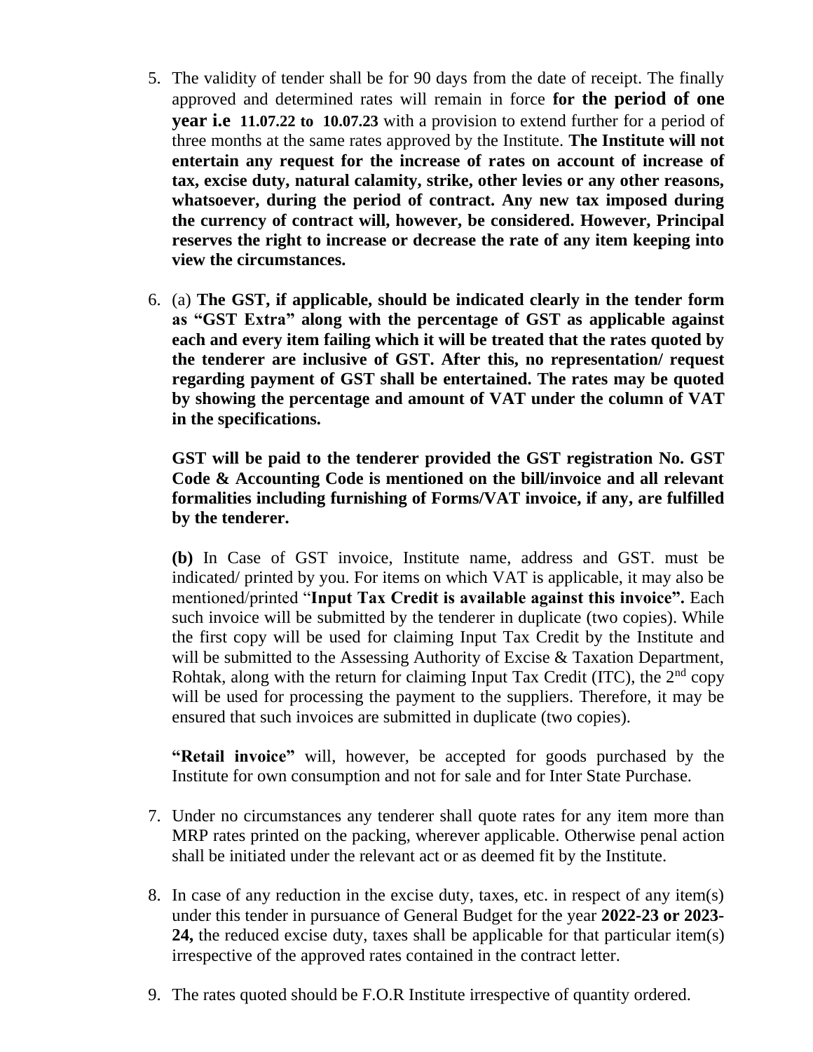5. The validity of tender shall be for 90 days from the date of receipt. The finally approved and determined rates will remain in force **for the period of one year i.e 11.07.22 to 10.07.23** with a provision to extend further for a period of three months at the same rates approved by the Institute. **The Institute will not entertain any request for the increase of rates on account of increase of tax, excise duty, natural calamity, strike, other levies or any other reasons, whatsoever, during the period of contract. Any new tax imposed during the currency of contract will, however, be considered. However, Principal reserves the right to increase or decrease the rate of any item keeping into view the circumstances.**

6. (a) **The GST, if applicable, should be indicated clearly in the tender form as "GST Extra" along with the percentage of GST as applicable against each and every item failing which it will be treated that the rates quoted by the tenderer are inclusive of GST. After this, no representation/ request regarding payment of GST shall be entertained. The rates may be quoted by showing the percentage and amount of VAT under the column of VAT in the specifications.**

   **GST will be paid to the tenderer provided the GST registration No. GST Code & Accounting Code is mentioned on the bill/invoice and all relevant formalities including furnishing of Forms/VAT invoice, if any, are fulfilled by the tenderer.**

   **(b)** In Case of GST invoice, Institute name, address and GST. must be indicated/ printed by you. For items on which VAT is applicable, it may also be mentioned/printed "**Input Tax Credit is available against this invoice".** Each such invoice will be submitted by the tenderer in duplicate (two copies). While the first copy will be used for claiming Input Tax Credit by the Institute and will be submitted to the Assessing Authority of Excise & Taxation Department, Rohtak, along with the return for claiming Input Tax Credit (ITC), the 2nd copy will be used for processing the payment to the suppliers. Therefore, it may be ensured that such invoices are submitted in duplicate (two copies).

   **"Retail invoice"** will, however, be accepted for goods purchased by the Institute for own consumption and not for sale and for Inter State Purchase.

7. Under no circumstances any tenderer shall quote rates for any item more than MRP rates printed on the packing, wherever applicable. Otherwise penal action shall be initiated under the relevant act or as deemed fit by the Institute.

8. In case of any reduction in the excise duty, taxes, etc. in respect of any item(s) under this tender in pursuance of General Budget for the year **2022-23 or 2023-24,** the reduced excise duty, taxes shall be applicable for that particular item(s) irrespective of the approved rates contained in the contract letter.

9. The rates quoted should be F.O.R Institute irrespective of quantity ordered.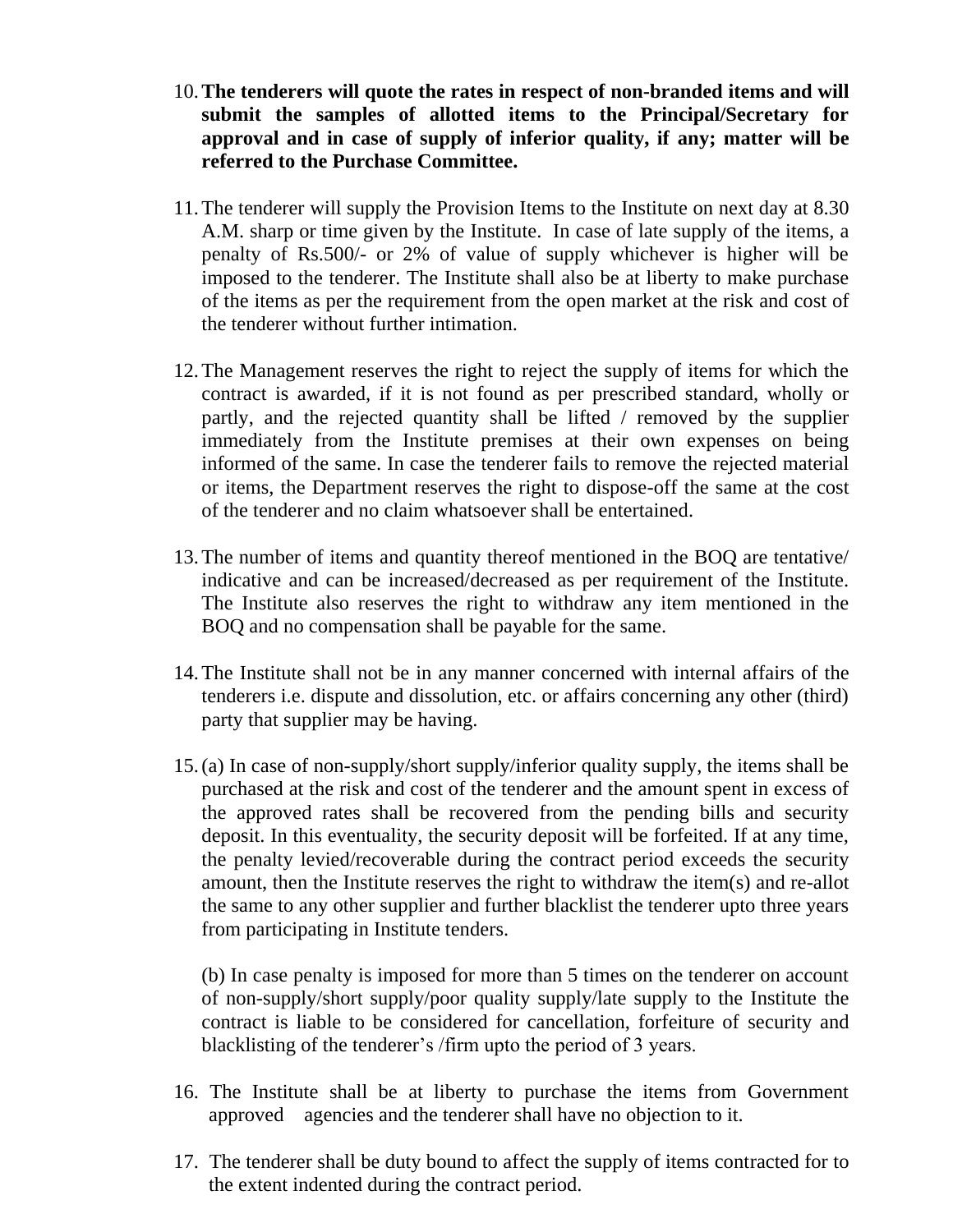10. **The tenderers will quote the rates in respect of non-branded items and will submit the samples of allotted items to the Principal/Secretary for approval and in case of supply of inferior quality, if any; matter will be referred to the Purchase Committee.**

11. The tenderer will supply the Provision Items to the Institute on next day at 8.30 A.M. sharp or time given by the Institute. In case of late supply of the items, a penalty of Rs.500/- or 2% of value of supply whichever is higher will be imposed to the tenderer. The Institute shall also be at liberty to make purchase of the items as per the requirement from the open market at the risk and cost of the tenderer without further intimation.

12. The Management reserves the right to reject the supply of items for which the contract is awarded, if it is not found as per prescribed standard, wholly or partly, and the rejected quantity shall be lifted / removed by the supplier immediately from the Institute premises at their own expenses on being informed of the same. In case the tenderer fails to remove the rejected material or items, the Department reserves the right to dispose-off the same at the cost of the tenderer and no claim whatsoever shall be entertained.

13. The number of items and quantity thereof mentioned in the BOQ are tentative/ indicative and can be increased/decreased as per requirement of the Institute. The Institute also reserves the right to withdraw any item mentioned in the BOQ and no compensation shall be payable for the same.

14. The Institute shall not be in any manner concerned with internal affairs of the tenderers i.e. dispute and dissolution, etc. or affairs concerning any other (third) party that supplier may be having.

15. (a) In case of non-supply/short supply/inferior quality supply, the items shall be purchased at the risk and cost of the tenderer and the amount spent in excess of the approved rates shall be recovered from the pending bills and security deposit. In this eventuality, the security deposit will be forfeited. If at any time, the penalty levied/recoverable during the contract period exceeds the security amount, then the Institute reserves the right to withdraw the item(s) and re-allot the same to any other supplier and further blacklist the tenderer upto three years from participating in Institute tenders.

    (b) In case penalty is imposed for more than 5 times on the tenderer on account of non-supply/short supply/poor quality supply/late supply to the Institute the contract is liable to be considered for cancellation, forfeiture of security and blacklisting of the tenderer's /firm upto the period of 3 years.

16. The Institute shall be at liberty to purchase the items from Government approved agencies and the tenderer shall have no objection to it.

17. The tenderer shall be duty bound to affect the supply of items contracted for to the extent indented during the contract period.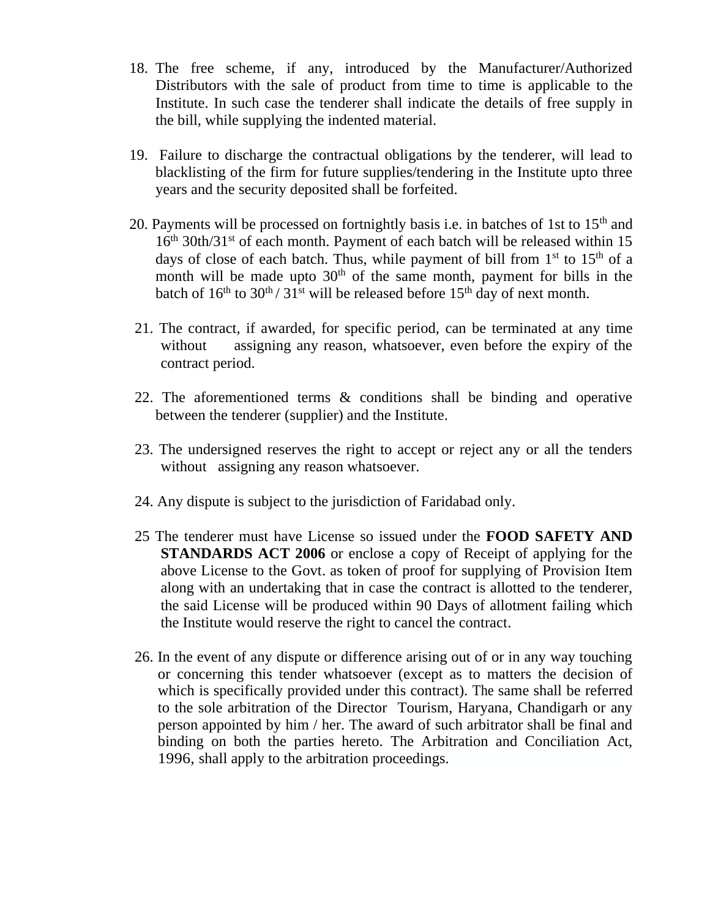18. The free scheme, if any, introduced by the Manufacturer/Authorized Distributors with the sale of product from time to time is applicable to the Institute. In such case the tenderer shall indicate the details of free supply in the bill, while supplying the indented material.

19. Failure to discharge the contractual obligations by the tenderer, will lead to blacklisting of the firm for future supplies/tendering in the Institute upto three years and the security deposited shall be forfeited.

20. Payments will be processed on fortnightly basis i.e. in batches of 1st to 15th and 16th 30th/31st of each month. Payment of each batch will be released within 15 days of close of each batch. Thus, while payment of bill from 1st to 15th of a month will be made upto 30th of the same month, payment for bills in the batch of 16th to 30th / 31st will be released before 15th day of next month.

21. The contract, if awarded, for specific period, can be terminated at any time without assigning any reason, whatsoever, even before the expiry of the contract period.

22. The aforementioned terms & conditions shall be binding and operative between the tenderer (supplier) and the Institute.

23. The undersigned reserves the right to accept or reject any or all the tenders without assigning any reason whatsoever.

24. Any dispute is subject to the jurisdiction of Faridabad only.

25 The tenderer must have License so issued under the **FOOD SAFETY AND STANDARDS ACT 2006** or enclose a copy of Receipt of applying for the above License to the Govt. as token of proof for supplying of Provision Item along with an undertaking that in case the contract is allotted to the tenderer, the said License will be produced within 90 Days of allotment failing which the Institute would reserve the right to cancel the contract.

26. In the event of any dispute or difference arising out of or in any way touching or concerning this tender whatsoever (except as to matters the decision of which is specifically provided under this contract). The same shall be referred to the sole arbitration of the Director Tourism, Haryana, Chandigarh or any person appointed by him / her. The award of such arbitrator shall be final and binding on both the parties hereto. The Arbitration and Conciliation Act, 1996, shall apply to the arbitration proceedings.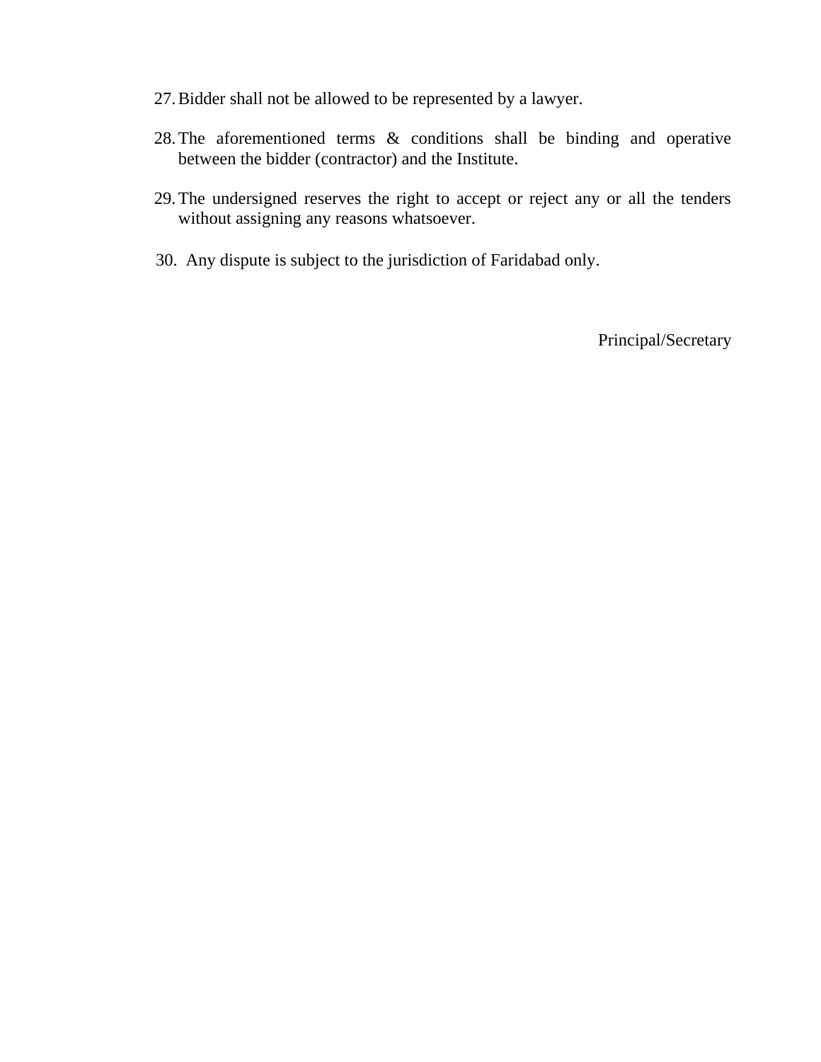27. Bidder shall not be allowed to be represented by a lawyer.

28. The aforementioned terms & conditions shall be binding and operative between the bidder (contractor) and the Institute.

29. The undersigned reserves the right to accept or reject any or all the tenders without assigning any reasons whatsoever.

30. Any dispute is subject to the jurisdiction of Faridabad only.

Principal/Secretary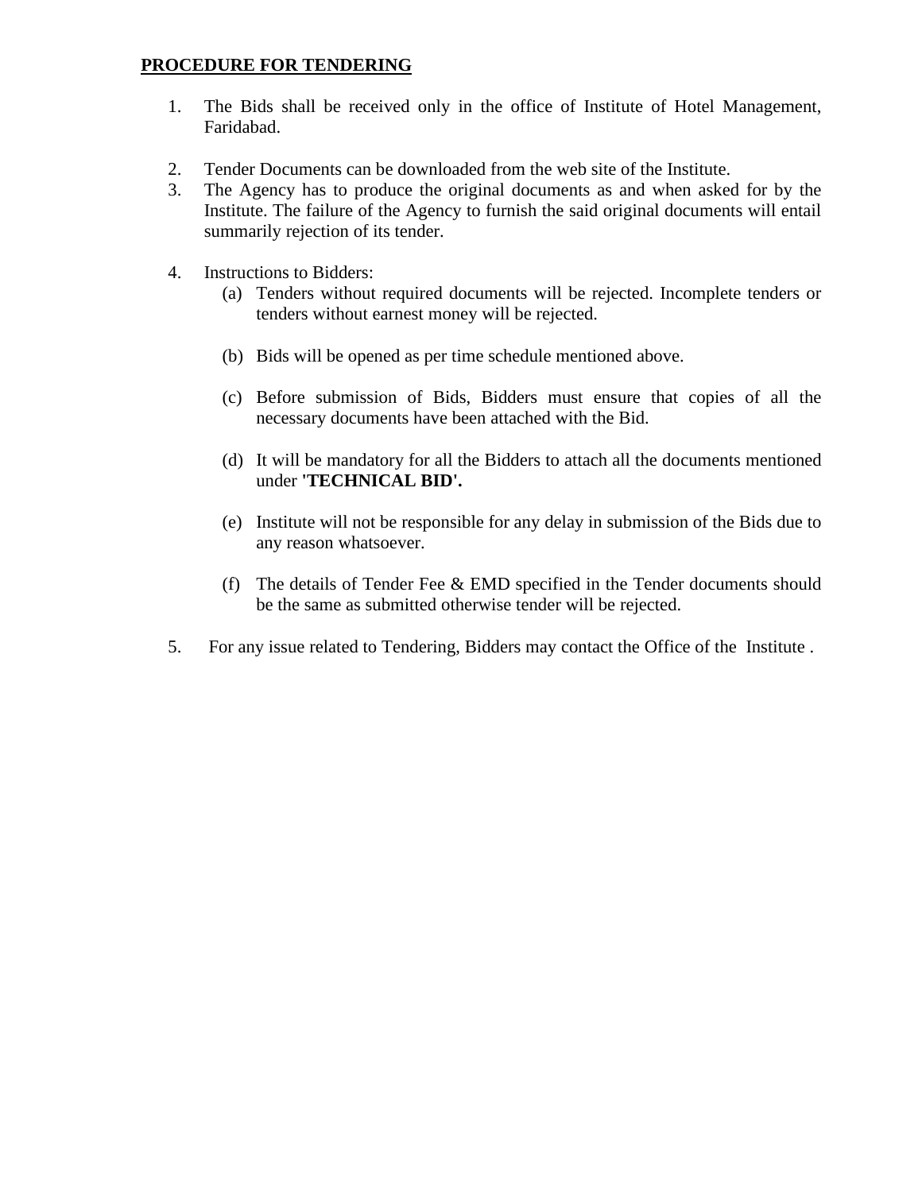## PROCEDURE FOR TENDERING

1. The Bids shall be received only in the office of Institute of Hotel Management, Faridabad.

2. Tender Documents can be downloaded from the web site of the Institute.
3. The Agency has to produce the original documents as and when asked for by the Institute. The failure of the Agency to furnish the said original documents will entail summarily rejection of its tender.

4. Instructions to Bidders:
   (a) Tenders without required documents will be rejected. Incomplete tenders or tenders without earnest money will be rejected.

   (b) Bids will be opened as per time schedule mentioned above.

   (c) Before submission of Bids, Bidders must ensure that copies of all the necessary documents have been attached with the Bid.

   (d) It will be mandatory for all the Bidders to attach all the documents mentioned under **'TECHNICAL BID'.**

   (e) Institute will not be responsible for any delay in submission of the Bids due to any reason whatsoever.

   (f) The details of Tender Fee & EMD specified in the Tender documents should be the same as submitted otherwise tender will be rejected.

5. For any issue related to Tendering, Bidders may contact the Office of the Institute .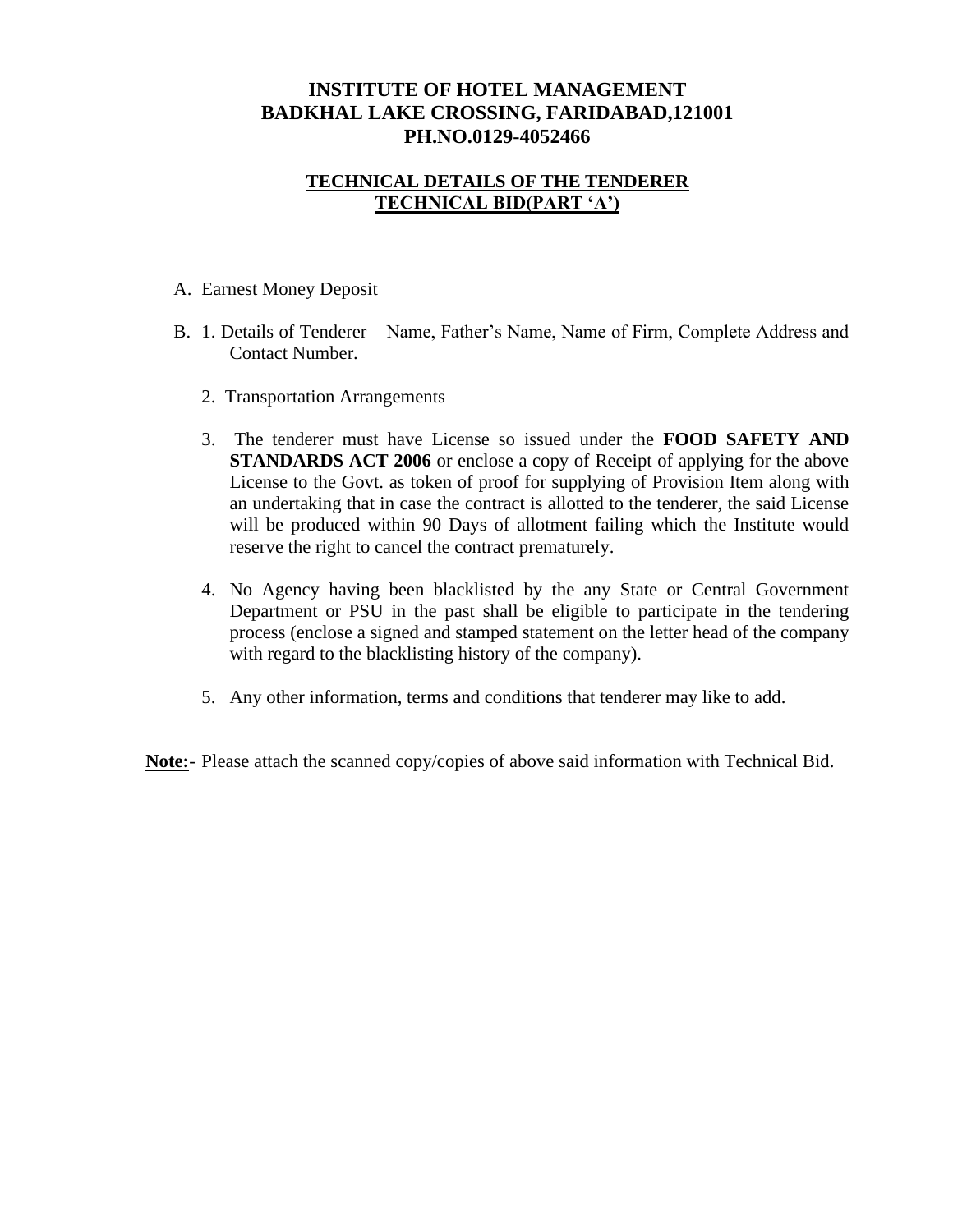# INSTITUTE OF HOTEL MANAGEMENT
# BADKHAL LAKE CROSSING, FARIDABAD,121001
# PH.NO.0129-4052466

## TECHNICAL DETAILS OF THE TENDERER
## TECHNICAL BID(PART 'A')

A. Earnest Money Deposit

B. 1. Details of Tenderer – Name, Father's Name, Name of Firm, Complete Address and Contact Number.

   2. Transportation Arrangements

   3. The tenderer must have License so issued under the **FOOD SAFETY AND STANDARDS ACT 2006** or enclose a copy of Receipt of applying for the above License to the Govt. as token of proof for supplying of Provision Item along with an undertaking that in case the contract is allotted to the tenderer, the said License will be produced within 90 Days of allotment failing which the Institute would reserve the right to cancel the contract prematurely.

   4. No Agency having been blacklisted by the any State or Central Government Department or PSU in the past shall be eligible to participate in the tendering process (enclose a signed and stamped statement on the letter head of the company with regard to the blacklisting history of the company).

   5. Any other information, terms and conditions that tenderer may like to add.

**Note:**- Please attach the scanned copy/copies of above said information with Technical Bid.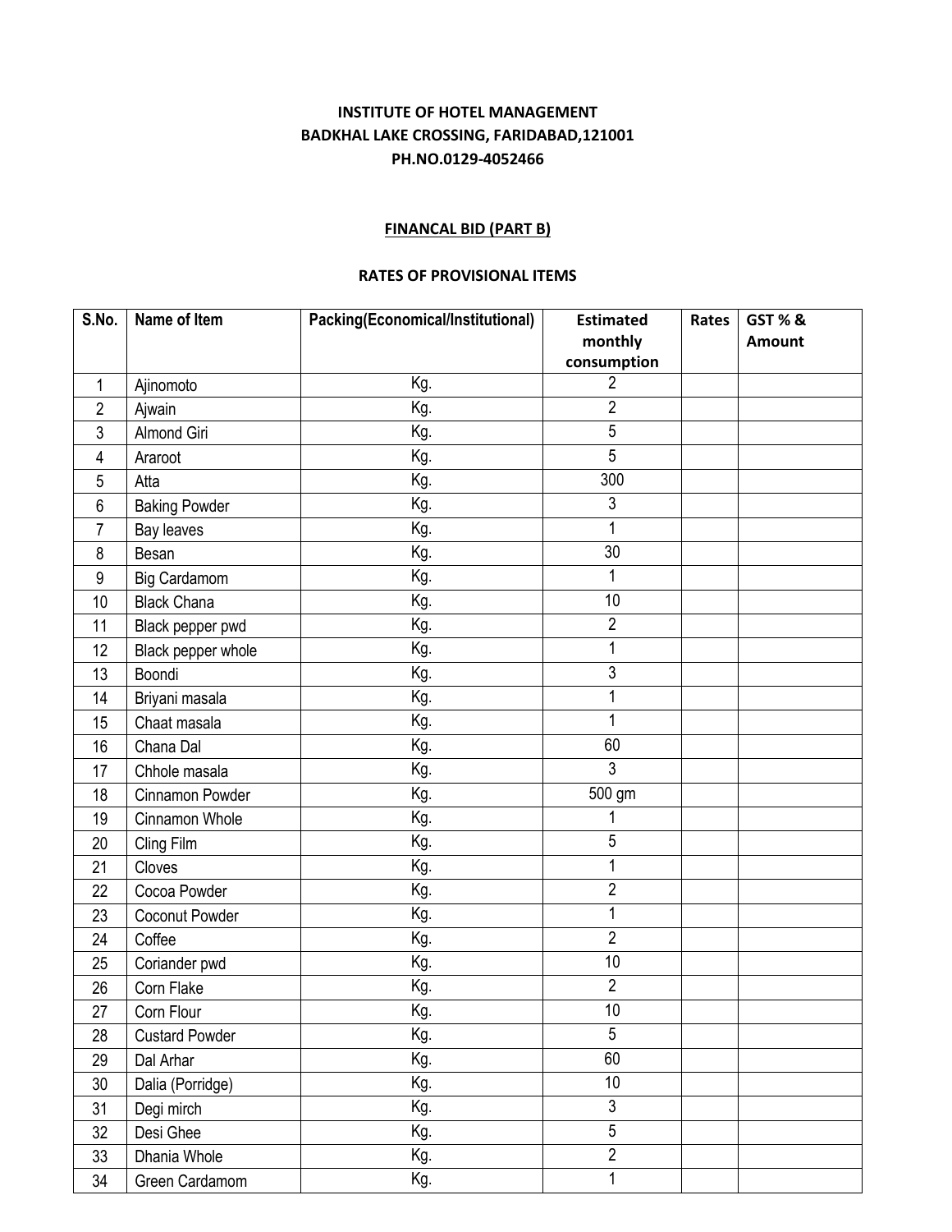**INSTITUTE OF HOTEL MANAGEMENT**
**BADKHAL LAKE CROSSING, FARIDABAD,121001**
**PH.NO.0129-4052466**

**FINANCAL BID (PART B)**

**RATES OF PROVISIONAL ITEMS**

| S.No. | Name of Item | Packing(Economical/Institutional) | Estimated monthly consumption | Rates | GST % & Amount |
|---|---|---|---|---|---|
| 1 | Ajinomoto | Kg. | 2 | | |
| 2 | Ajwain | Kg. | 2 | | |
| 3 | Almond Giri | Kg. | 5 | | |
| 4 | Araroot | Kg. | 5 | | |
| 5 | Atta | Kg. | 300 | | |
| 6 | Baking Powder | Kg. | 3 | | |
| 7 | Bay leaves | Kg. | 1 | | |
| 8 | Besan | Kg. | 30 | | |
| 9 | Big Cardamom | Kg. | 1 | | |
| 10 | Black Chana | Kg. | 10 | | |
| 11 | Black pepper pwd | Kg. | 2 | | |
| 12 | Black pepper whole | Kg. | 1 | | |
| 13 | Boondi | Kg. | 3 | | |
| 14 | Briyani masala | Kg. | 1 | | |
| 15 | Chaat masala | Kg. | 1 | | |
| 16 | Chana Dal | Kg. | 60 | | |
| 17 | Chhole masala | Kg. | 3 | | |
| 18 | Cinnamon Powder | Kg. | 500 gm | | |
| 19 | Cinnamon Whole | Kg. | 1 | | |
| 20 | Cling Film | Kg. | 5 | | |
| 21 | Cloves | Kg. | 1 | | |
| 22 | Cocoa Powder | Kg. | 2 | | |
| 23 | Coconut Powder | Kg. | 1 | | |
| 24 | Coffee | Kg. | 2 | | |
| 25 | Coriander pwd | Kg. | 10 | | |
| 26 | Corn Flake | Kg. | 2 | | |
| 27 | Corn Flour | Kg. | 10 | | |
| 28 | Custard Powder | Kg. | 5 | | |
| 29 | Dal Arhar | Kg. | 60 | | |
| 30 | Dalia (Porridge) | Kg. | 10 | | |
| 31 | Degi mirch | Kg. | 3 | | |
| 32 | Desi Ghee | Kg. | 5 | | |
| 33 | Dhania Whole | Kg. | 2 | | |
| 34 | Green Cardamom | Kg. | 1 | | |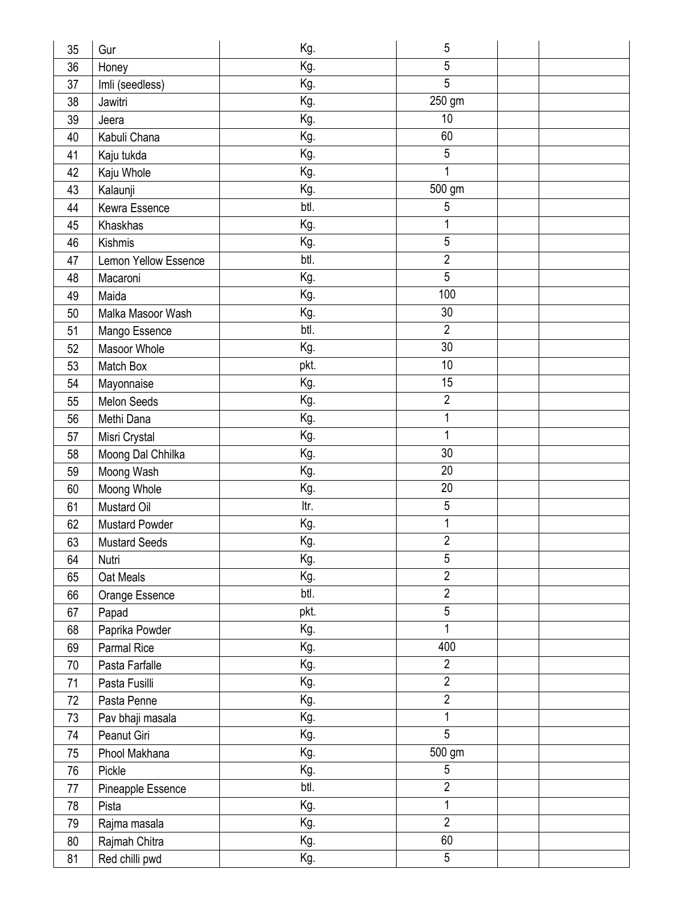| 35 | Gur | Kg. | 5 | | |
|---|---|---|---|---|---|
| 36 | Honey | Kg. | 5 | | |
| 37 | Imli (seedless) | Kg. | 5 | | |
| 38 | Jawitri | Kg. | 250 gm | | |
| 39 | Jeera | Kg. | 10 | | |
| 40 | Kabuli Chana | Kg. | 60 | | |
| 41 | Kaju tukda | Kg. | 5 | | |
| 42 | Kaju Whole | Kg. | 1 | | |
| 43 | Kalaunji | Kg. | 500 gm | | |
| 44 | Kewra Essence | btl. | 5 | | |
| 45 | Khaskhas | Kg. | 1 | | |
| 46 | Kishmis | Kg. | 5 | | |
| 47 | Lemon Yellow Essence | btl. | 2 | | |
| 48 | Macaroni | Kg. | 5 | | |
| 49 | Maida | Kg. | 100 | | |
| 50 | Malka Masoor Wash | Kg. | 30 | | |
| 51 | Mango Essence | btl. | 2 | | |
| 52 | Masoor Whole | Kg. | 30 | | |
| 53 | Match Box | pkt. | 10 | | |
| 54 | Mayonnaise | Kg. | 15 | | |
| 55 | Melon Seeds | Kg. | 2 | | |
| 56 | Methi Dana | Kg. | 1 | | |
| 57 | Misri Crystal | Kg. | 1 | | |
| 58 | Moong Dal Chhilka | Kg. | 30 | | |
| 59 | Moong Wash | Kg. | 20 | | |
| 60 | Moong Whole | Kg. | 20 | | |
| 61 | Mustard Oil | ltr. | 5 | | |
| 62 | Mustard Powder | Kg. | 1 | | |
| 63 | Mustard Seeds | Kg. | 2 | | |
| 64 | Nutri | Kg. | 5 | | |
| 65 | Oat Meals | Kg. | 2 | | |
| 66 | Orange Essence | btl. | 2 | | |
| 67 | Papad | pkt. | 5 | | |
| 68 | Paprika Powder | Kg. | 1 | | |
| 69 | Parmal Rice | Kg. | 400 | | |
| 70 | Pasta Farfalle | Kg. | 2 | | |
| 71 | Pasta Fusilli | Kg. | 2 | | |
| 72 | Pasta Penne | Kg. | 2 | | |
| 73 | Pav bhaji masala | Kg. | 1 | | |
| 74 | Peanut Giri | Kg. | 5 | | |
| 75 | Phool Makhana | Kg. | 500 gm | | |
| 76 | Pickle | Kg. | 5 | | |
| 77 | Pineapple Essence | btl. | 2 | | |
| 78 | Pista | Kg. | 1 | | |
| 79 | Rajma masala | Kg. | 2 | | |
| 80 | Rajmah Chitra | Kg. | 60 | | |
| 81 | Red chilli pwd | Kg. | 5 | | |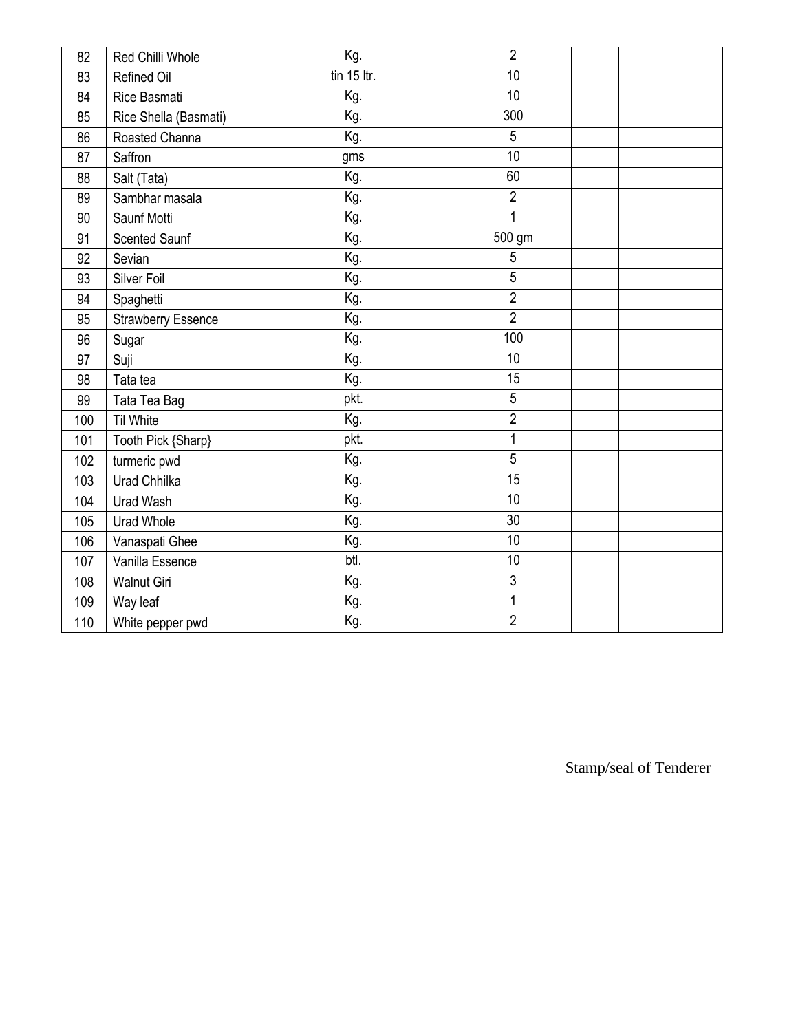| 82 | Red Chilli Whole | Kg. | 2 | | |
|---|---|---|---|---|---|
| 83 | Refined Oil | tin 15 ltr. | 10 | | |
| 84 | Rice Basmati | Kg. | 10 | | |
| 85 | Rice Shella (Basmati) | Kg. | 300 | | |
| 86 | Roasted Channa | Kg. | 5 | | |
| 87 | Saffron | gms | 10 | | |
| 88 | Salt (Tata) | Kg. | 60 | | |
| 89 | Sambhar masala | Kg. | 2 | | |
| 90 | Saunf Motti | Kg. | 1 | | |
| 91 | Scented Saunf | Kg. | 500 gm | | |
| 92 | Sevian | Kg. | 5 | | |
| 93 | Silver Foil | Kg. | 5 | | |
| 94 | Spaghetti | Kg. | 2 | | |
| 95 | Strawberry Essence | Kg. | 2 | | |
| 96 | Sugar | Kg. | 100 | | |
| 97 | Suji | Kg. | 10 | | |
| 98 | Tata tea | Kg. | 15 | | |
| 99 | Tata Tea Bag | pkt. | 5 | | |
| 100 | Til White | Kg. | 2 | | |
| 101 | Tooth Pick {Sharp} | pkt. | 1 | | |
| 102 | turmeric pwd | Kg. | 5 | | |
| 103 | Urad Chhilka | Kg. | 15 | | |
| 104 | Urad Wash | Kg. | 10 | | |
| 105 | Urad Whole | Kg. | 30 | | |
| 106 | Vanaspati Ghee | Kg. | 10 | | |
| 107 | Vanilla Essence | btl. | 10 | | |
| 108 | Walnut Giri | Kg. | 3 | | |
| 109 | Way leaf | Kg. | 1 | | |
| 110 | White pepper pwd | Kg. | 2 | | |

Stamp/seal of Tenderer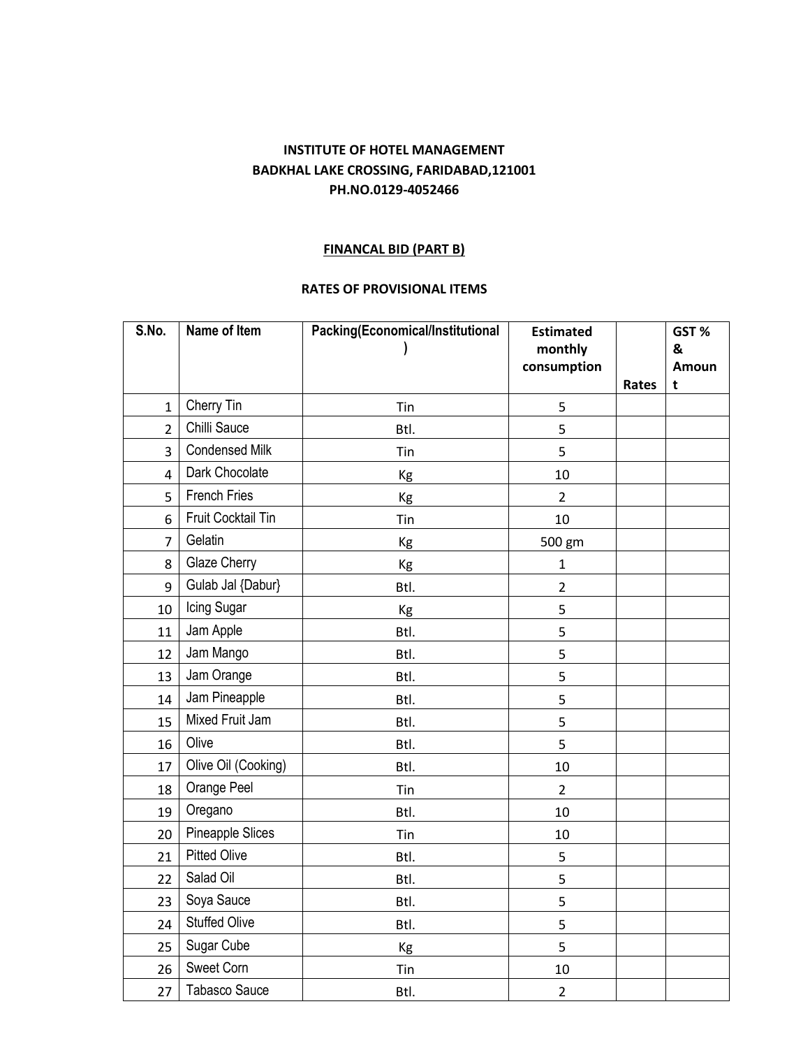**INSTITUTE OF HOTEL MANAGEMENT**
**BADKHAL LAKE CROSSING, FARIDABAD,121001**
**PH.NO.0129-4052466**

**FINANCAL BID (PART B)**

**RATES OF PROVISIONAL ITEMS**

| S.No. | Name of Item | Packing(Economical/Institutional) | Estimated monthly consumption | Rates | GST % & Amount |
|---|---|---|---|---|---|
| 1 | Cherry Tin | Tin | 5 | | |
| 2 | Chilli Sauce | Btl. | 5 | | |
| 3 | Condensed Milk | Tin | 5 | | |
| 4 | Dark Chocolate | Kg | 10 | | |
| 5 | French Fries | Kg | 2 | | |
| 6 | Fruit Cocktail Tin | Tin | 10 | | |
| 7 | Gelatin | Kg | 500 gm | | |
| 8 | Glaze Cherry | Kg | 1 | | |
| 9 | Gulab Jal {Dabur} | Btl. | 2 | | |
| 10 | Icing Sugar | Kg | 5 | | |
| 11 | Jam Apple | Btl. | 5 | | |
| 12 | Jam Mango | Btl. | 5 | | |
| 13 | Jam Orange | Btl. | 5 | | |
| 14 | Jam Pineapple | Btl. | 5 | | |
| 15 | Mixed Fruit Jam | Btl. | 5 | | |
| 16 | Olive | Btl. | 5 | | |
| 17 | Olive Oil (Cooking) | Btl. | 10 | | |
| 18 | Orange Peel | Tin | 2 | | |
| 19 | Oregano | Btl. | 10 | | |
| 20 | Pineapple Slices | Tin | 10 | | |
| 21 | Pitted Olive | Btl. | 5 | | |
| 22 | Salad Oil | Btl. | 5 | | |
| 23 | Soya Sauce | Btl. | 5 | | |
| 24 | Stuffed Olive | Btl. | 5 | | |
| 25 | Sugar Cube | Kg | 5 | | |
| 26 | Sweet Corn | Tin | 10 | | |
| 27 | Tabasco Sauce | Btl. | 2 | | |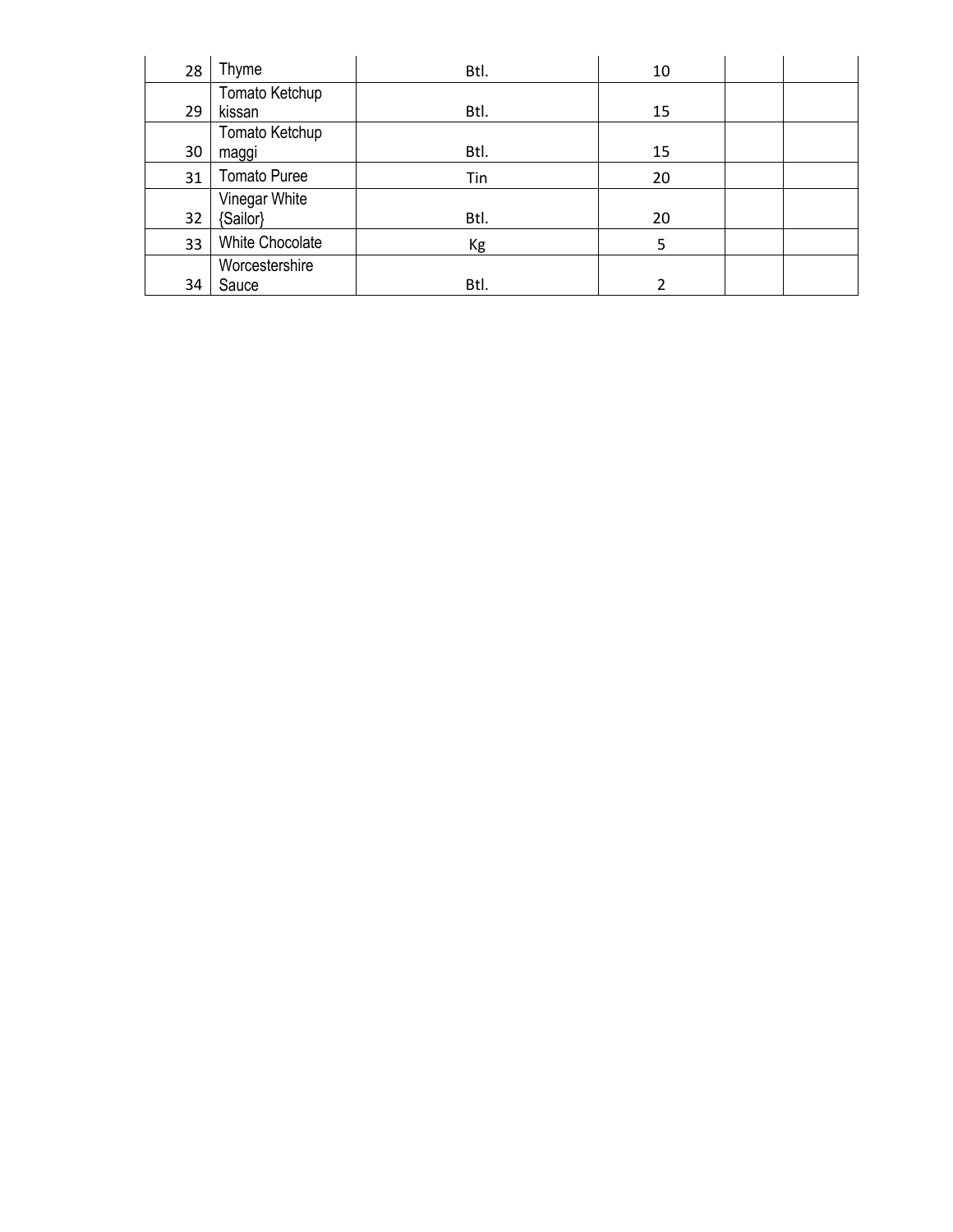| | | | | | |
|---|---|---|---|---|---|
| 28 | Thyme | Btl. | 10 | | |
| 29 | Tomato Ketchup kissan | Btl. | 15 | | |
| 30 | Tomato Ketchup maggi | Btl. | 15 | | |
| 31 | Tomato Puree | Tin | 20 | | |
| 32 | Vinegar White {Sailor} | Btl. | 20 | | |
| 33 | White Chocolate | Kg | 5 | | |
| 34 | Worcestershire Sauce | Btl. | 2 | | |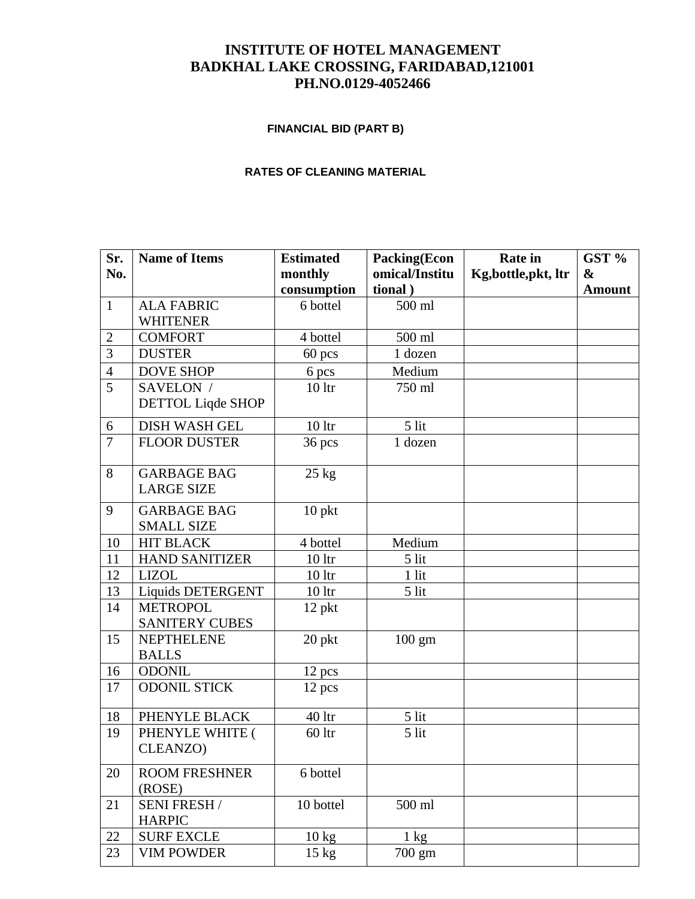# INSTITUTE OF HOTEL MANAGEMENT
# BADKHAL LAKE CROSSING, FARIDABAD,121001
# PH.NO.0129-4052466

**FINANCIAL BID (PART B)**

**RATES OF CLEANING MATERIAL**

| Sr. No. | Name of Items | Estimated monthly consumption | Packing(Economical/Institutional ) | Rate in Kg,bottle,pkt, ltr | GST % & Amount |
|---|---|---|---|---|---|
| 1 | ALA FABRIC WHITENER | 6 bottel | 500 ml | | |
| 2 | COMFORT | 4 bottel | 500 ml | | |
| 3 | DUSTER | 60 pcs | 1 dozen | | |
| 4 | DOVE SHOP | 6 pcs | Medium | | |
| 5 | SAVELON / DETTOL Liqde SHOP | 10 ltr | 750 ml | | |
| 6 | DISH WASH GEL | 10 ltr | 5 lit | | |
| 7 | FLOOR DUSTER | 36 pcs | 1 dozen | | |
| 8 | GARBAGE BAG LARGE SIZE | 25 kg | | | |
| 9 | GARBAGE BAG SMALL SIZE | 10 pkt | | | |
| 10 | HIT BLACK | 4 bottel | Medium | | |
| 11 | HAND SANITIZER | 10 ltr | 5 lit | | |
| 12 | LIZOL | 10 ltr | 1 lit | | |
| 13 | Liquids DETERGENT | 10 ltr | 5 lit | | |
| 14 | METROPOL SANITERY CUBES | 12 pkt | | | |
| 15 | NEPTHELENE BALLS | 20 pkt | 100 gm | | |
| 16 | ODONIL | 12 pcs | | | |
| 17 | ODONIL STICK | 12 pcs | | | |
| 18 | PHENYLE BLACK | 40 ltr | 5 lit | | |
| 19 | PHENYLE WHITE ( CLEANZO) | 60 ltr | 5 lit | | |
| 20 | ROOM FRESHNER (ROSE) | 6 bottel | | | |
| 21 | SENI FRESH / HARPIC | 10 bottel | 500 ml | | |
| 22 | SURF EXCLE | 10 kg | 1 kg | | |
| 23 | VIM POWDER | 15 kg | 700 gm | | |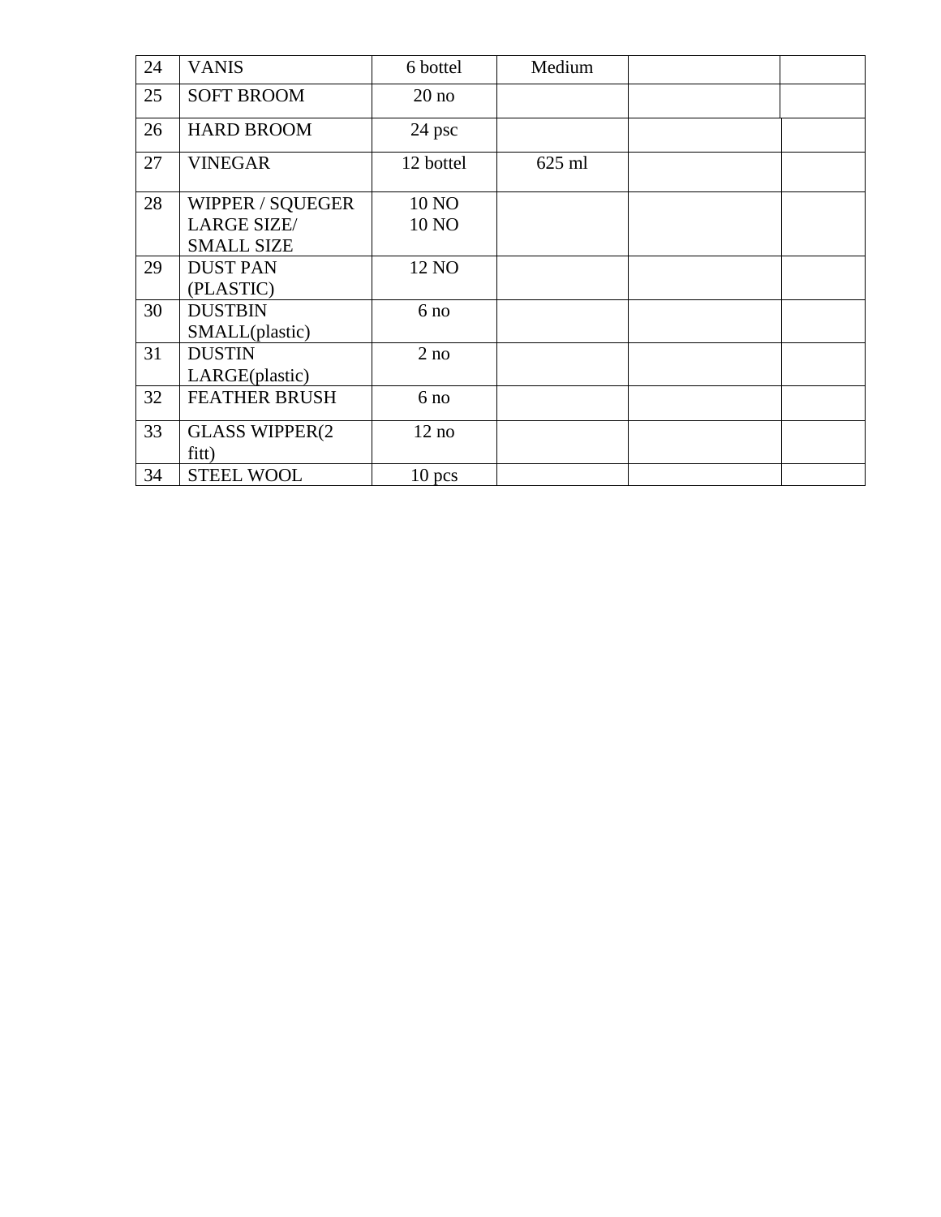| | | | | | |
|---|---|---|---|---|---|
| 24 | VANIS | 6 bottel | Medium | | |
| 25 | SOFT BROOM | 20 no | | | |
| 26 | HARD BROOM | 24 psc | | | |
| 27 | VINEGAR | 12 bottel | 625 ml | | |
| 28 | WIPPER / SQUEGER LARGE SIZE/ SMALL SIZE | 10 NO 10 NO | | | |
| 29 | DUST PAN (PLASTIC) | 12 NO | | | |
| 30 | DUSTBIN SMALL(plastic) | 6 no | | | |
| 31 | DUSTIN LARGE(plastic) | 2 no | | | |
| 32 | FEATHER BRUSH | 6 no | | | |
| 33 | GLASS WIPPER(2 fitt) | 12 no | | | |
| 34 | STEEL WOOL | 10 pcs | | | |